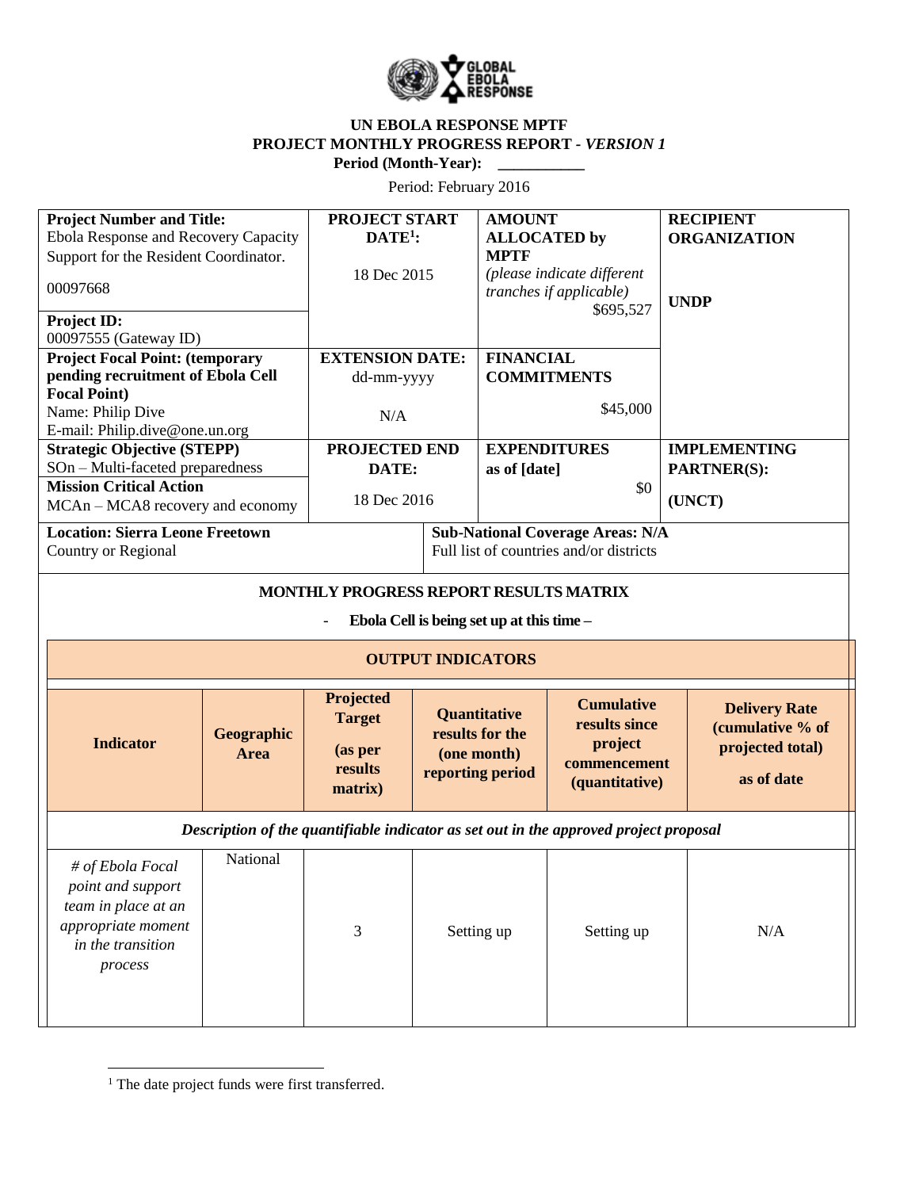**UN EBOLA RESPONSE MPTF**
**PROJECT MONTHLY PROGRESS REPORT -** ***VERSION 1***
**Period (Month-Year): \_\_\_\_\_\_\_\_\_\_\_**

Period: February 2016

| **Project Number and Title:** Ebola Response and Recovery Capacity Support for the Resident Coordinator. 00097668 **Project ID:** 00097555 (Gateway ID) | **PROJECT START DATE[1]:** 18 Dec 2015 | **AMOUNT ALLOCATED by MPTF** *(please indicate different tranches if applicable)* $695,527 | **RECIPIENT ORGANIZATION** **UNDP** |
|---|---|---|---|
| **Project Focal Point: (temporary pending recruitment of Ebola Cell Focal Point)** Name: Philip Dive E-mail: Philip.dive@one.un.org | **EXTENSION DATE:** dd-mm-yyyy N/A | **FINANCIAL COMMITMENTS** $45,000 | |
| **Strategic Objective (STEPP)** SOn – Multi-faceted preparedness **Mission Critical Action** MCAn – MCA8 recovery and economy | **PROJECTED END DATE:** 18 Dec 2016 | **EXPENDITURES as of [date]** $0 | **IMPLEMENTING PARTNER(S):** **(UNCT)** |
| **Location: Sierra Leone Freetown** Country or Regional | | **Sub-National Coverage Areas: N/A** Full list of countries and/or districts | |

**MONTHLY PROGRESS REPORT RESULTS MATRIX**

- **Ebola Cell is being set up at this time –**

**OUTPUT INDICATORS**

| **Indicator** | **Geographic Area** | **Projected Target (as per results matrix)** | **Quantitative results for the (one month) reporting period** | **Cumulative results since project commencement (quantitative)** | **Delivery Rate (cumulative % of projected total) as of date** |
|---|---|---|---|---|---|
| ***Description of the quantifiable indicator as set out in the approved project proposal*** | | | | | |
| *# of Ebola Focal point and support team in place at an appropriate moment in the transition process* | National | 3 | Setting up | Setting up | N/A |

[1] The date project funds were first transferred.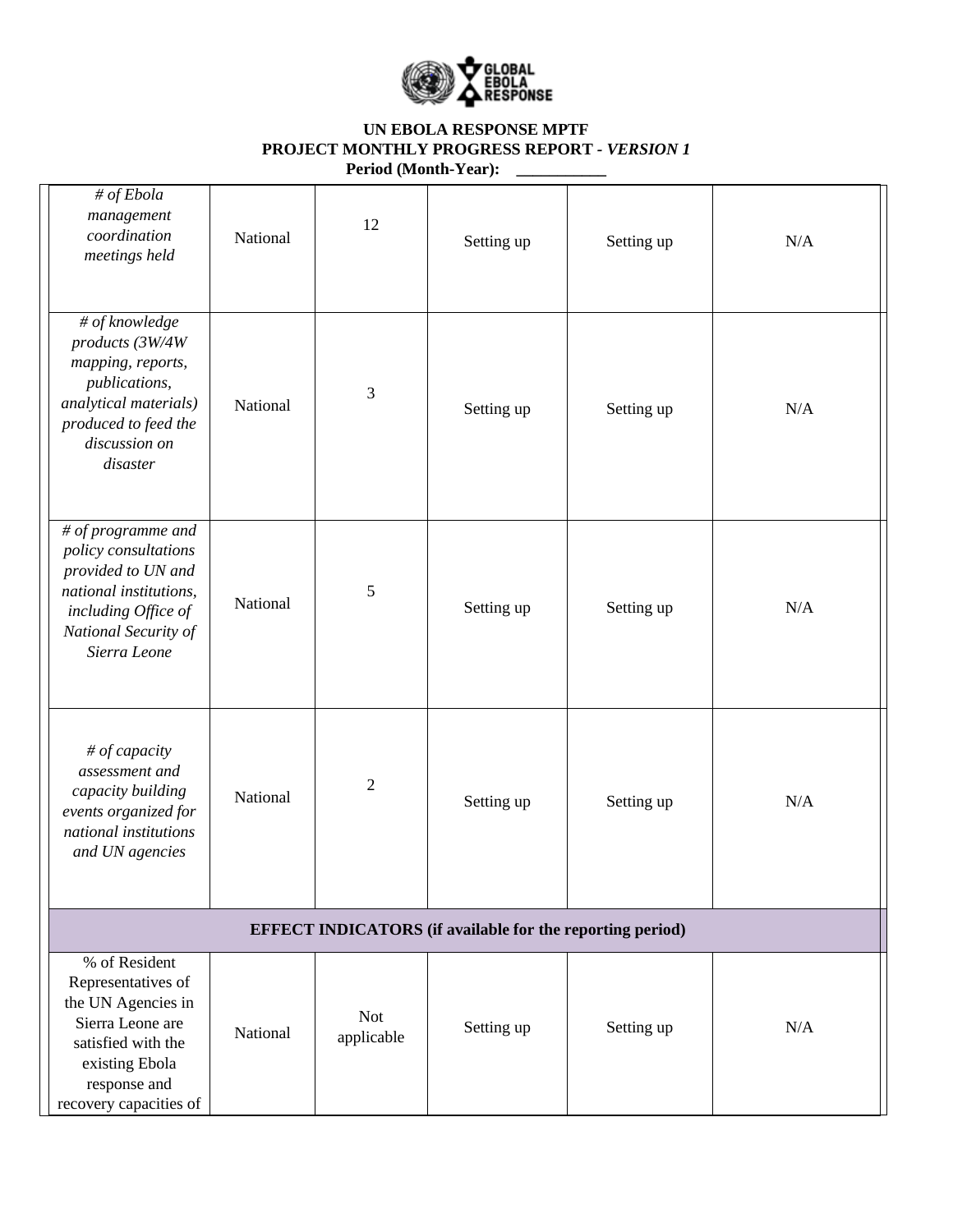**UN EBOLA RESPONSE MPTF**
**PROJECT MONTHLY PROGRESS REPORT - *VERSION 1***
**Period (Month-Year): \_\_\_\_\_\_\_\_\_\_\_**

| | | | | | |
|---|---|---|---|---|---|
| *# of Ebola management coordination meetings held* | National | 12 | Setting up | Setting up | N/A |
| *# of knowledge products (3W/4W mapping, reports, publications, analytical materials) produced to feed the discussion on disaster* | National | 3 | Setting up | Setting up | N/A |
| *# of programme and policy consultations provided to UN and national institutions, including Office of National Security of Sierra Leone* | National | 5 | Setting up | Setting up | N/A |
| *# of capacity assessment and capacity building events organized for national institutions and UN agencies* | National | 2 | Setting up | Setting up | N/A |
| **EFFECT INDICATORS (if available for the reporting period)** | | | | | |
| % of Resident Representatives of the UN Agencies in Sierra Leone are satisfied with the existing Ebola response and recovery capacities of | National | Not applicable | Setting up | Setting up | N/A |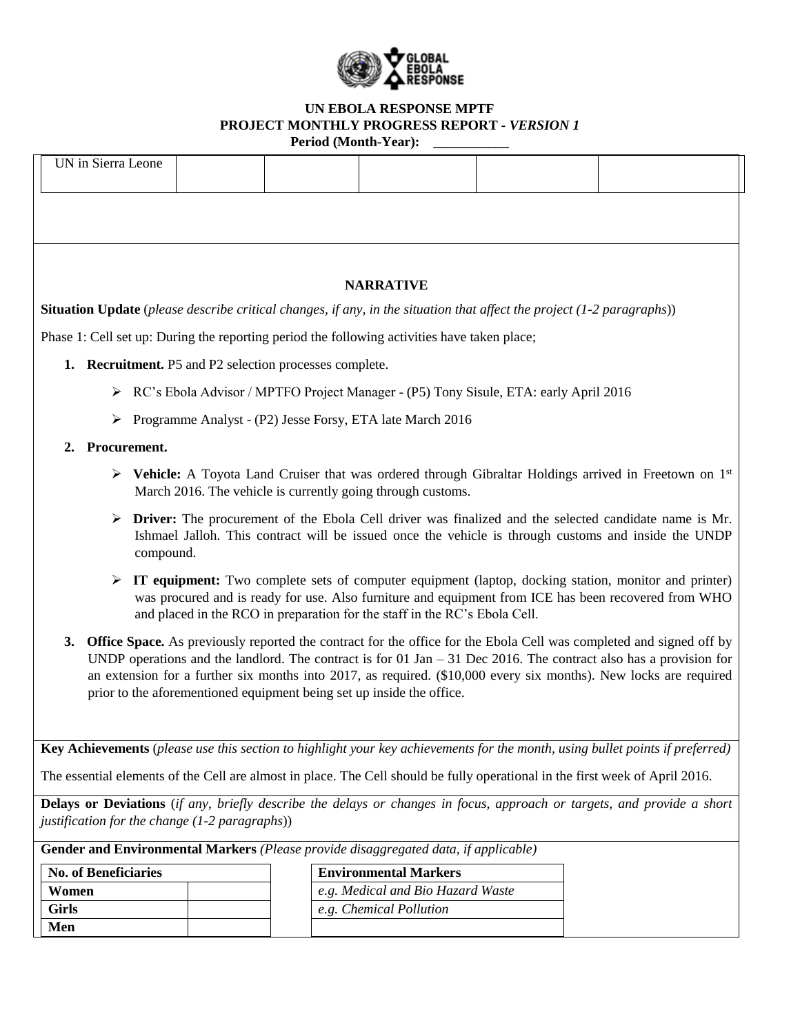**UN EBOLA RESPONSE MPTF**
**PROJECT MONTHLY PROGRESS REPORT -** ***VERSION 1***
**Period (Month-Year): \_\_\_\_\_\_\_\_\_\_\_**

| UN in Sierra Leone | | | | | |
|---|---|---|---|---|---|

**NARRATIVE**

**Situation Update** (*please describe critical changes, if any, in the situation that affect the project (1-2 paragraphs)*)

Phase 1: Cell set up: During the reporting period the following activities have taken place;

1. **Recruitment.** P5 and P2 selection processes complete.
   - RC's Ebola Advisor / MPTFO Project Manager - (P5) Tony Sisule, ETA: early April 2016
   - Programme Analyst - (P2) Jesse Forsy, ETA late March 2016

2. **Procurement.**
   - **Vehicle:** A Toyota Land Cruiser that was ordered through Gibraltar Holdings arrived in Freetown on 1st March 2016. The vehicle is currently going through customs.
   - **Driver:** The procurement of the Ebola Cell driver was finalized and the selected candidate name is Mr. Ishmael Jalloh. This contract will be issued once the vehicle is through customs and inside the UNDP compound.
   - **IT equipment:** Two complete sets of computer equipment (laptop, docking station, monitor and printer) was procured and is ready for use. Also furniture and equipment from ICE has been recovered from WHO and placed in the RCO in preparation for the staff in the RC's Ebola Cell.

3. **Office Space.** As previously reported the contract for the office for the Ebola Cell was completed and signed off by UNDP operations and the landlord. The contract is for 01 Jan – 31 Dec 2016. The contract also has a provision for an extension for a further six months into 2017, as required. ($10,000 every six months). New locks are required prior to the aforementioned equipment being set up inside the office.

**Key Achievements** (*please use this section to highlight your key achievements for the month, using bullet points if preferred)*

The essential elements of the Cell are almost in place. The Cell should be fully operational in the first week of April 2016.

**Delays or Deviations** (*if any, briefly describe the delays or changes in focus, approach or targets, and provide a short justification for the change (1-2 paragraphs)*)

**Gender and Environmental Markers** *(Please provide disaggregated data, if applicable)*

| No. of Beneficiaries | |
|---|---|
| **Women** | |
| **Girls** | |
| **Men** | |

| Environmental Markers |
|---|
| *e.g. Medical and Bio Hazard Waste* |
| *e.g. Chemical Pollution* |
| |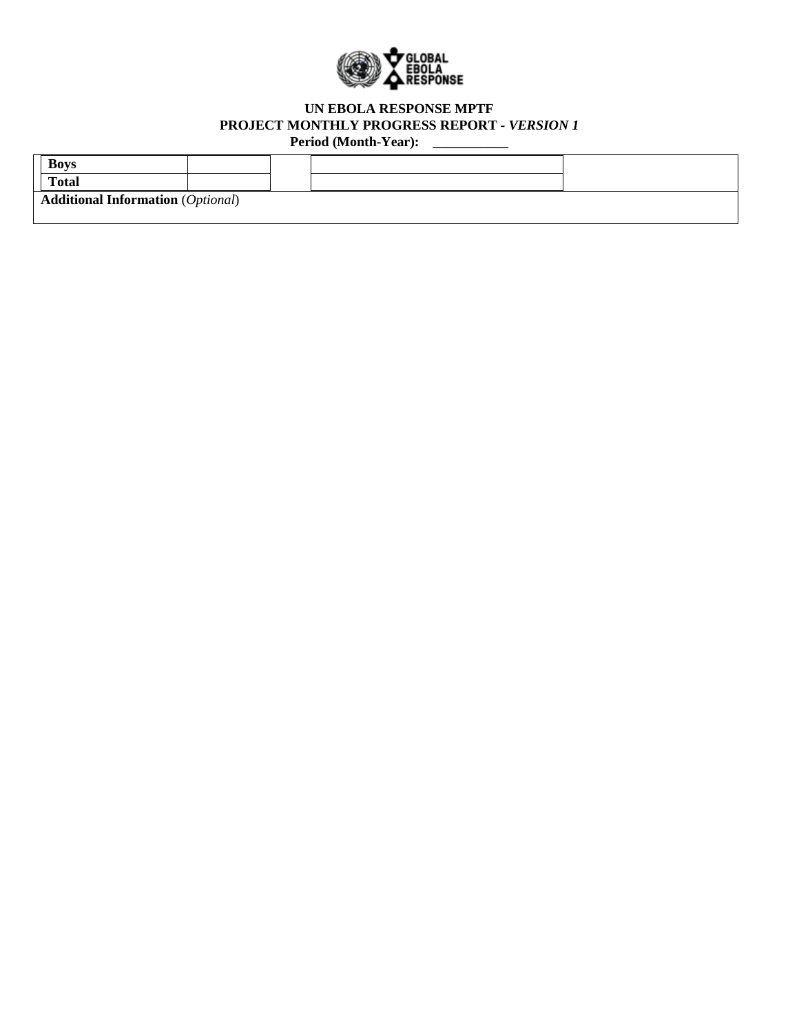# UN EBOLA RESPONSE MPTF

## PROJECT MONTHLY PROGRESS REPORT - *VERSION 1*

**Period (Month-Year): \_\_\_\_\_\_\_\_\_\_\_**

| | | | | |
|---|---|---|---|---|
| **Boys** | | | | |
| **Total** | | | | |
| **Additional Information** (*Optional*) | | | | |